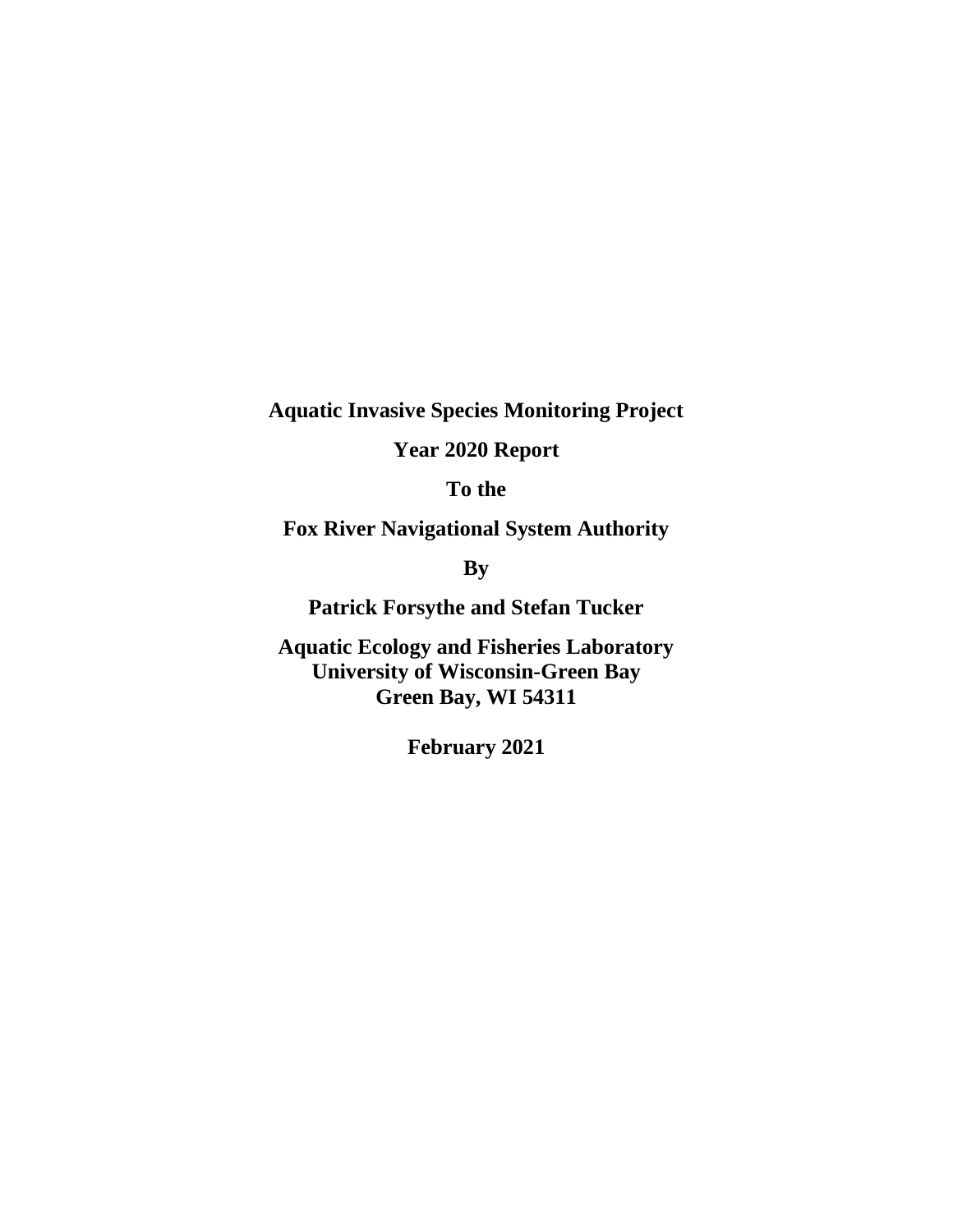**Aquatic Invasive Species Monitoring Project**

**Year 2020 Report**

**To the**

**Fox River Navigational System Authority**

**By**

**Patrick Forsythe and Stefan Tucker**

**Aquatic Ecology and Fisheries Laboratory**
**University of Wisconsin-Green Bay**
**Green Bay, WI 54311**

**February 2021**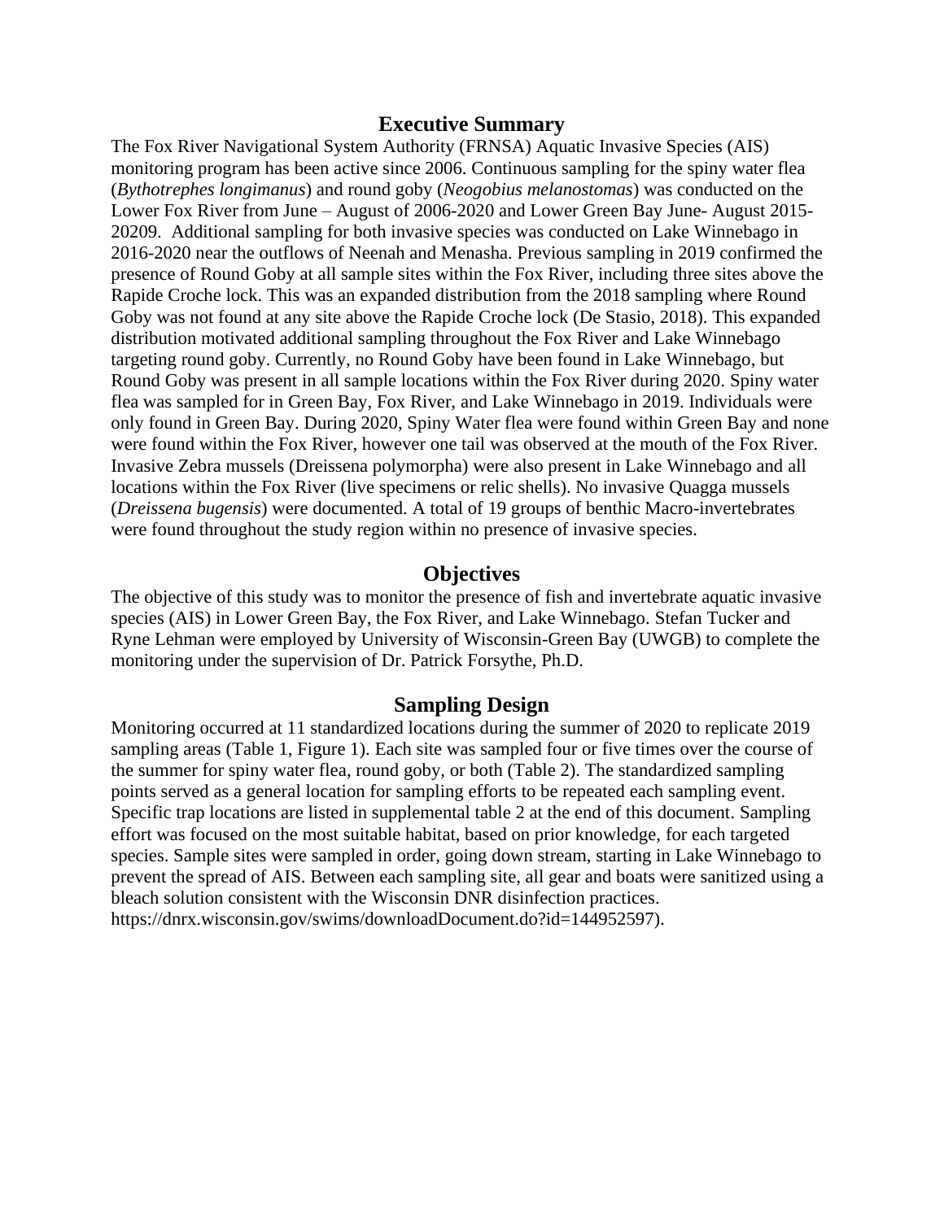## Executive Summary

The Fox River Navigational System Authority (FRNSA) Aquatic Invasive Species (AIS) monitoring program has been active since 2006. Continuous sampling for the spiny water flea (*Bythotrephes longimanus*) and round goby (*Neogobius melanostomas*) was conducted on the Lower Fox River from June – August of 2006-2020 and Lower Green Bay June- August 2015-20209. Additional sampling for both invasive species was conducted on Lake Winnebago in 2016-2020 near the outflows of Neenah and Menasha. Previous sampling in 2019 confirmed the presence of Round Goby at all sample sites within the Fox River, including three sites above the Rapide Croche lock. This was an expanded distribution from the 2018 sampling where Round Goby was not found at any site above the Rapide Croche lock (De Stasio, 2018). This expanded distribution motivated additional sampling throughout the Fox River and Lake Winnebago targeting round goby. Currently, no Round Goby have been found in Lake Winnebago, but Round Goby was present in all sample locations within the Fox River during 2020. Spiny water flea was sampled for in Green Bay, Fox River, and Lake Winnebago in 2019. Individuals were only found in Green Bay. During 2020, Spiny Water flea were found within Green Bay and none were found within the Fox River, however one tail was observed at the mouth of the Fox River. Invasive Zebra mussels (Dreissena polymorpha) were also present in Lake Winnebago and all locations within the Fox River (live specimens or relic shells). No invasive Quagga mussels (*Dreissena bugensis*) were documented. A total of 19 groups of benthic Macro-invertebrates were found throughout the study region within no presence of invasive species.

## Objectives

The objective of this study was to monitor the presence of fish and invertebrate aquatic invasive species (AIS) in Lower Green Bay, the Fox River, and Lake Winnebago. Stefan Tucker and Ryne Lehman were employed by University of Wisconsin-Green Bay (UWGB) to complete the monitoring under the supervision of Dr. Patrick Forsythe, Ph.D.

## Sampling Design

Monitoring occurred at 11 standardized locations during the summer of 2020 to replicate 2019 sampling areas (Table 1, Figure 1). Each site was sampled four or five times over the course of the summer for spiny water flea, round goby, or both (Table 2). The standardized sampling points served as a general location for sampling efforts to be repeated each sampling event. Specific trap locations are listed in supplemental table 2 at the end of this document. Sampling effort was focused on the most suitable habitat, based on prior knowledge, for each targeted species. Sample sites were sampled in order, going down stream, starting in Lake Winnebago to prevent the spread of AIS. Between each sampling site, all gear and boats were sanitized using a bleach solution consistent with the Wisconsin DNR disinfection practices. https://dnrx.wisconsin.gov/swims/downloadDocument.do?id=144952597).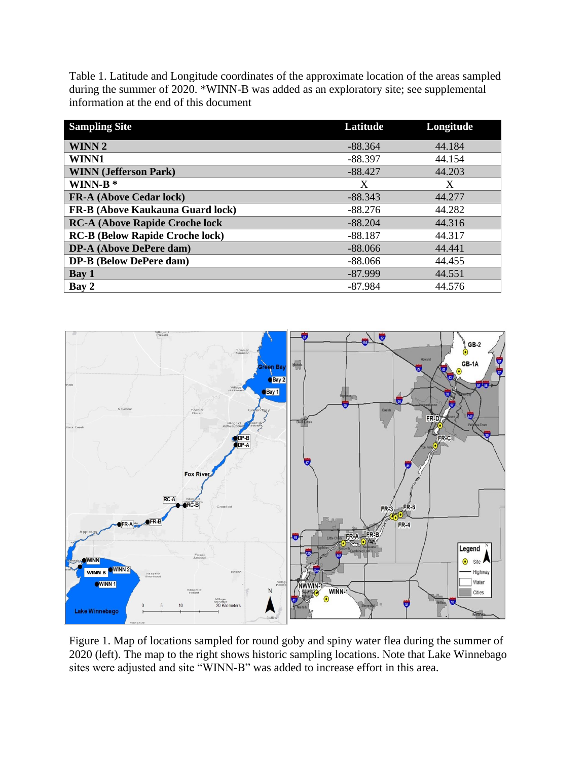Table 1. Latitude and Longitude coordinates of the approximate location of the areas sampled during the summer of 2020. *WINN-B was added as an exploratory site; see supplemental information at the end of this document

| Sampling Site | Latitude | Longitude |
|---|---|---|
| **WINN 2** | -88.364 | 44.184 |
| **WINN1** | -88.397 | 44.154 |
| **WINN (Jefferson Park)** | -88.427 | 44.203 |
| **WINN-B *** | X | X |
| **FR-A (Above Cedar lock)** | -88.343 | 44.277 |
| **FR-B (Above Kaukauna Guard lock)** | -88.276 | 44.282 |
| **RC-A (Above Rapide Croche lock** | -88.204 | 44.316 |
| **RC-B (Below Rapide Croche lock)** | -88.187 | 44.317 |
| **DP-A (Above DePere dam)** | -88.066 | 44.441 |
| **DP-B (Below DePere dam)** | -88.066 | 44.455 |
| **Bay 1** | -87.999 | 44.551 |
| **Bay 2** | -87.984 | 44.576 |

Figure 1. Map of locations sampled for round goby and spiny water flea during the summer of 2020 (left). The map to the right shows historic sampling locations. Note that Lake Winnebago sites were adjusted and site "WINN-B" was added to increase effort in this area.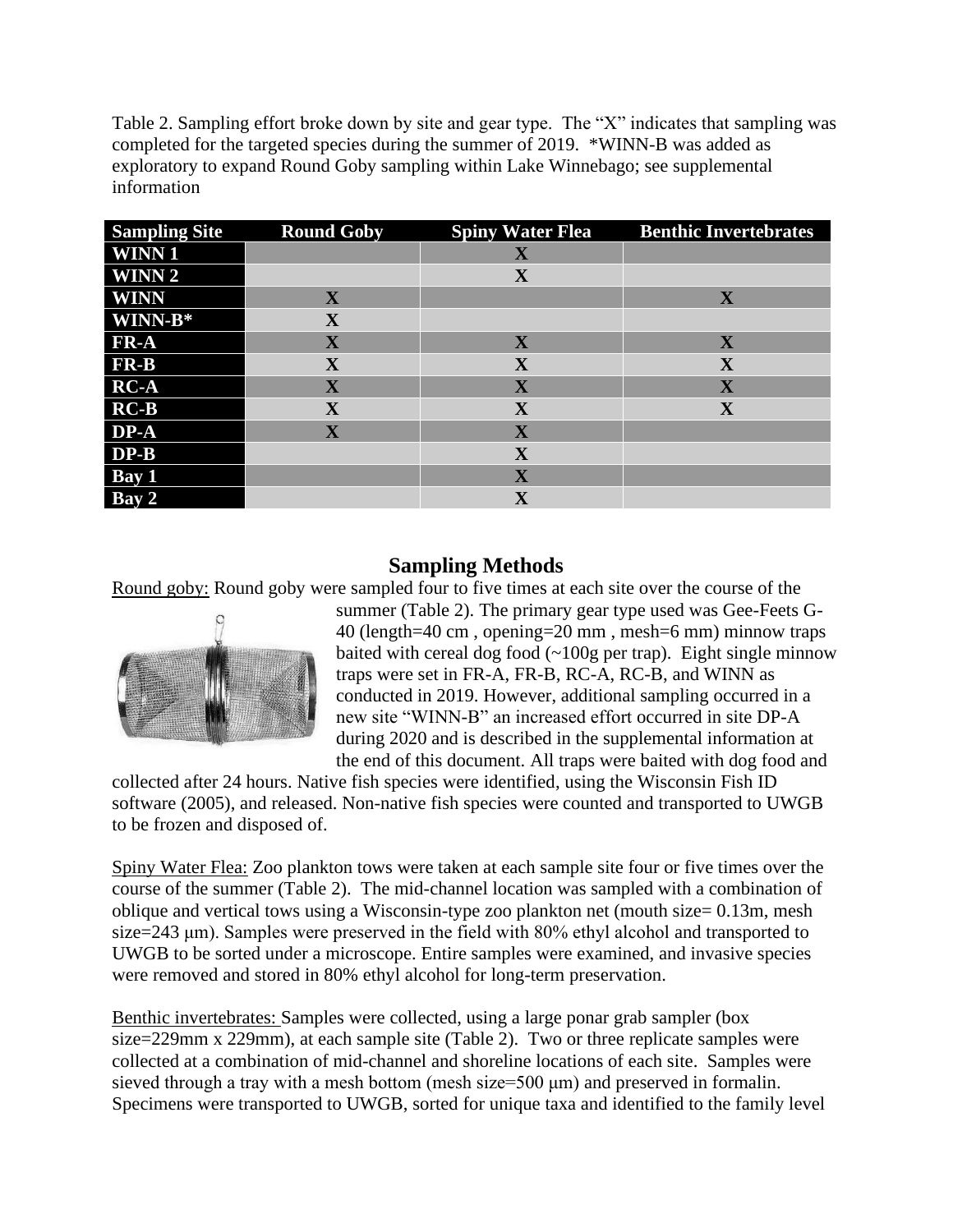Table 2. Sampling effort broke down by site and gear type. The "X" indicates that sampling was completed for the targeted species during the summer of 2019. *WINN-B was added as exploratory to expand Round Goby sampling within Lake Winnebago; see supplemental information

| Sampling Site | Round Goby | Spiny Water Flea | Benthic Invertebrates |
|---|---|---|---|
| WINN 1 | | X | |
| WINN 2 | | X | |
| WINN | X | | X |
| WINN-B* | X | | |
| FR-A | X | X | X |
| FR-B | X | X | X |
| RC-A | X | X | X |
| RC-B | X | X | X |
| DP-A | X | X | |
| DP-B | | X | |
| Bay 1 | | X | |
| Bay 2 | | X | |

## Sampling Methods

Round goby: Round goby were sampled four to five times at each site over the course of the summer (Table 2). The primary gear type used was Gee-Feets G-40 (length=40 cm , opening=20 mm , mesh=6 mm) minnow traps baited with cereal dog food (~100g per trap). Eight single minnow traps were set in FR-A, FR-B, RC-A, RC-B, and WINN as conducted in 2019. However, additional sampling occurred in a new site "WINN-B" an increased effort occurred in site DP-A during 2020 and is described in the supplemental information at the end of this document. All traps were baited with dog food and collected after 24 hours. Native fish species were identified, using the Wisconsin Fish ID software (2005), and released. Non-native fish species were counted and transported to UWGB to be frozen and disposed of.

Spiny Water Flea: Zoo plankton tows were taken at each sample site four or five times over the course of the summer (Table 2). The mid-channel location was sampled with a combination of oblique and vertical tows using a Wisconsin-type zoo plankton net (mouth size= 0.13m, mesh size=243 μm). Samples were preserved in the field with 80% ethyl alcohol and transported to UWGB to be sorted under a microscope. Entire samples were examined, and invasive species were removed and stored in 80% ethyl alcohol for long-term preservation.

Benthic invertebrates: Samples were collected, using a large ponar grab sampler (box size=229mm x 229mm), at each sample site (Table 2). Two or three replicate samples were collected at a combination of mid-channel and shoreline locations of each site. Samples were sieved through a tray with a mesh bottom (mesh size=500 μm) and preserved in formalin. Specimens were transported to UWGB, sorted for unique taxa and identified to the family level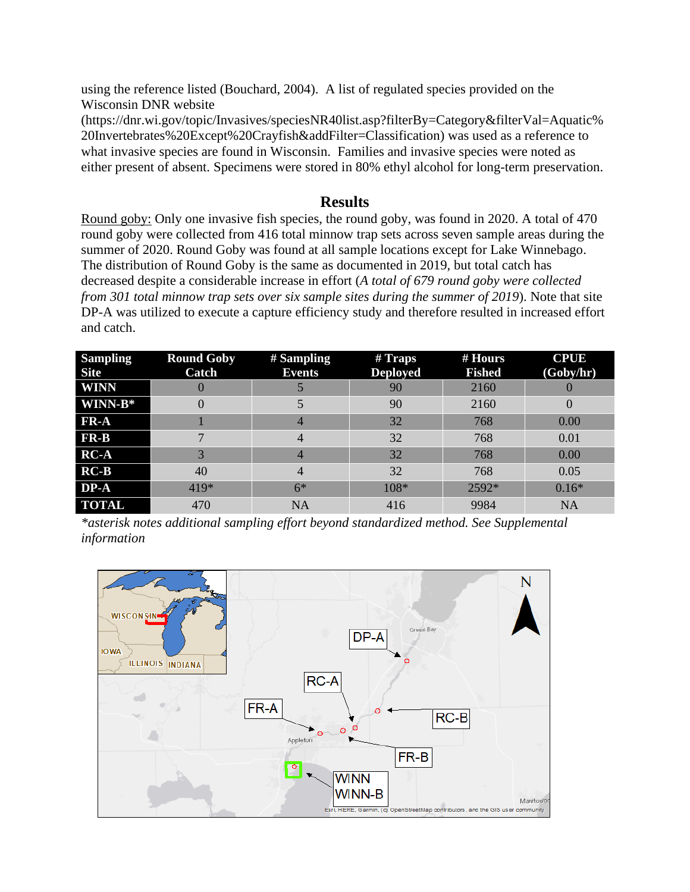using the reference listed (Bouchard, 2004). A list of regulated species provided on the Wisconsin DNR website (https://dnr.wi.gov/topic/Invasives/speciesNR40list.asp?filterBy=Category&filterVal=Aquatic%20Invertebrates%20Except%20Crayfish&addFilter=Classification) was used as a reference to what invasive species are found in Wisconsin. Families and invasive species were noted as either present of absent. Specimens were stored in 80% ethyl alcohol for long-term preservation.

## Results

Round goby: Only one invasive fish species, the round goby, was found in 2020. A total of 470 round goby were collected from 416 total minnow trap sets across seven sample areas during the summer of 2020. Round Goby was found at all sample locations except for Lake Winnebago. The distribution of Round Goby is the same as documented in 2019, but total catch has decreased despite a considerable increase in effort (*A total of 679 round goby were collected from 301 total minnow trap sets over six sample sites during the summer of 2019*). Note that site DP-A was utilized to execute a capture efficiency study and therefore resulted in increased effort and catch.

| Sampling Site | Round Goby Catch | # Sampling Events | # Traps Deployed | # Hours Fished | CPUE (Goby/hr) |
|---|---|---|---|---|---|
| **WINN** | 0 | 5 | 90 | 2160 | 0 |
| **WINN-B*** | 0 | 5 | 90 | 2160 | 0 |
| **FR-A** | 1 | 4 | 32 | 768 | 0.00 |
| **FR-B** | 7 | 4 | 32 | 768 | 0.01 |
| **RC-A** | 3 | 4 | 32 | 768 | 0.00 |
| **RC-B** | 40 | 4 | 32 | 768 | 0.05 |
| **DP-A** | 419* | 6* | 108* | 2592* | 0.16* |
| **TOTAL** | 470 | NA | 416 | 9984 | NA |

*\*asterisk notes additional sampling effort beyond standardized method. See Supplemental information*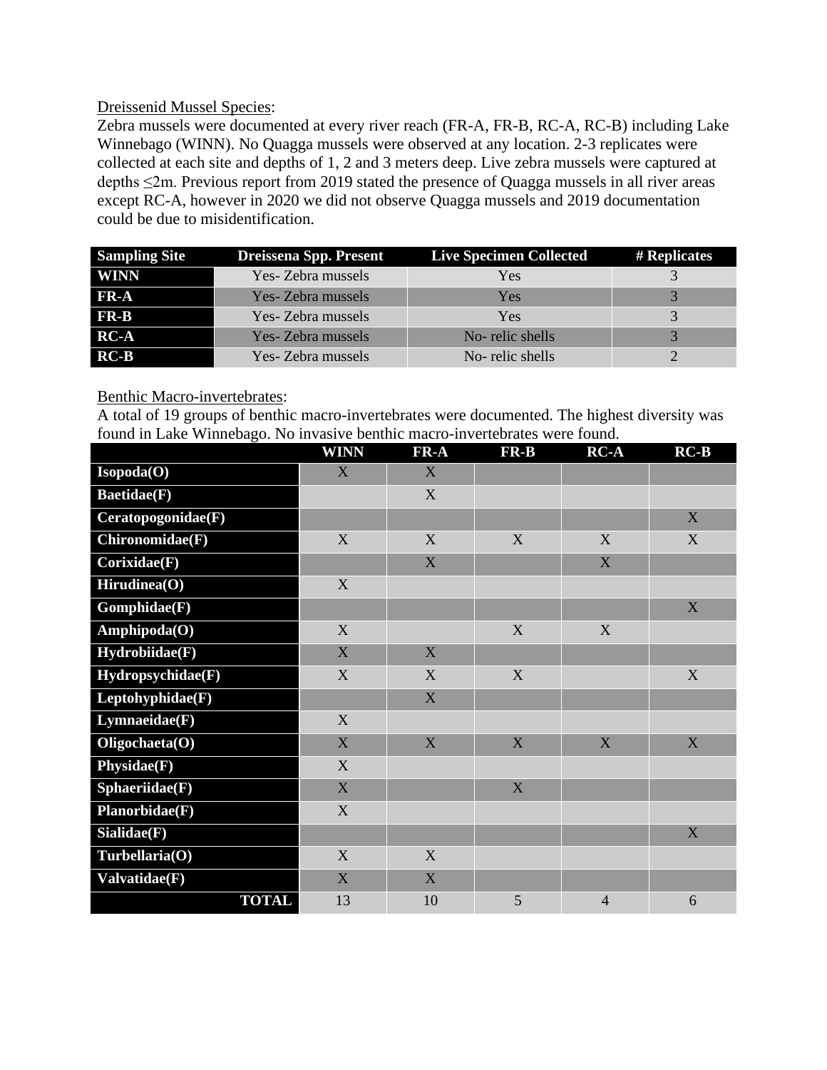Dreissenid Mussel Species:

Zebra mussels were documented at every river reach (FR-A, FR-B, RC-A, RC-B) including Lake Winnebago (WINN). No Quagga mussels were observed at any location. 2-3 replicates were collected at each site and depths of 1, 2 and 3 meters deep. Live zebra mussels were captured at depths ≤2m. Previous report from 2019 stated the presence of Quagga mussels in all river areas except RC-A, however in 2020 we did not observe Quagga mussels and 2019 documentation could be due to misidentification.

| Sampling Site | Dreissena Spp. Present | Live Specimen Collected | # Replicates |
|---|---|---|---|
| WINN | Yes- Zebra mussels | Yes | 3 |
| FR-A | Yes- Zebra mussels | Yes | 3 |
| FR-B | Yes- Zebra mussels | Yes | 3 |
| RC-A | Yes- Zebra mussels | No- relic shells | 3 |
| RC-B | Yes- Zebra mussels | No- relic shells | 2 |

Benthic Macro-invertebrates:

A total of 19 groups of benthic macro-invertebrates were documented. The highest diversity was found in Lake Winnebago. No invasive benthic macro-invertebrates were found.

| | WINN | FR-A | FR-B | RC-A | RC-B |
|---|---|---|---|---|---|
| Isopoda(O) | X | X | | | |
| Baetidae(F) | | X | | | |
| Ceratopogonidae(F) | | | | | X |
| Chironomidae(F) | X | X | X | X | X |
| Corixidae(F) | | X | | X | |
| Hirudinea(O) | X | | | | |
| Gomphidae(F) | | | | | X |
| Amphipoda(O) | X | | X | X | |
| Hydrobiidae(F) | X | X | | | |
| Hydropsychidae(F) | X | X | X | | X |
| Leptohyphidae(F) | | X | | | |
| Lymnaeidae(F) | X | | | | |
| Oligochaeta(O) | X | X | X | X | X |
| Physidae(F) | X | | | | |
| Sphaeriidae(F) | X | | X | | |
| Planorbidae(F) | X | | | | |
| Sialidae(F) | | | | | X |
| Turbellaria(O) | X | X | | | |
| Valvatidae(F) | X | X | | | |
| TOTAL | 13 | 10 | 5 | 4 | 6 |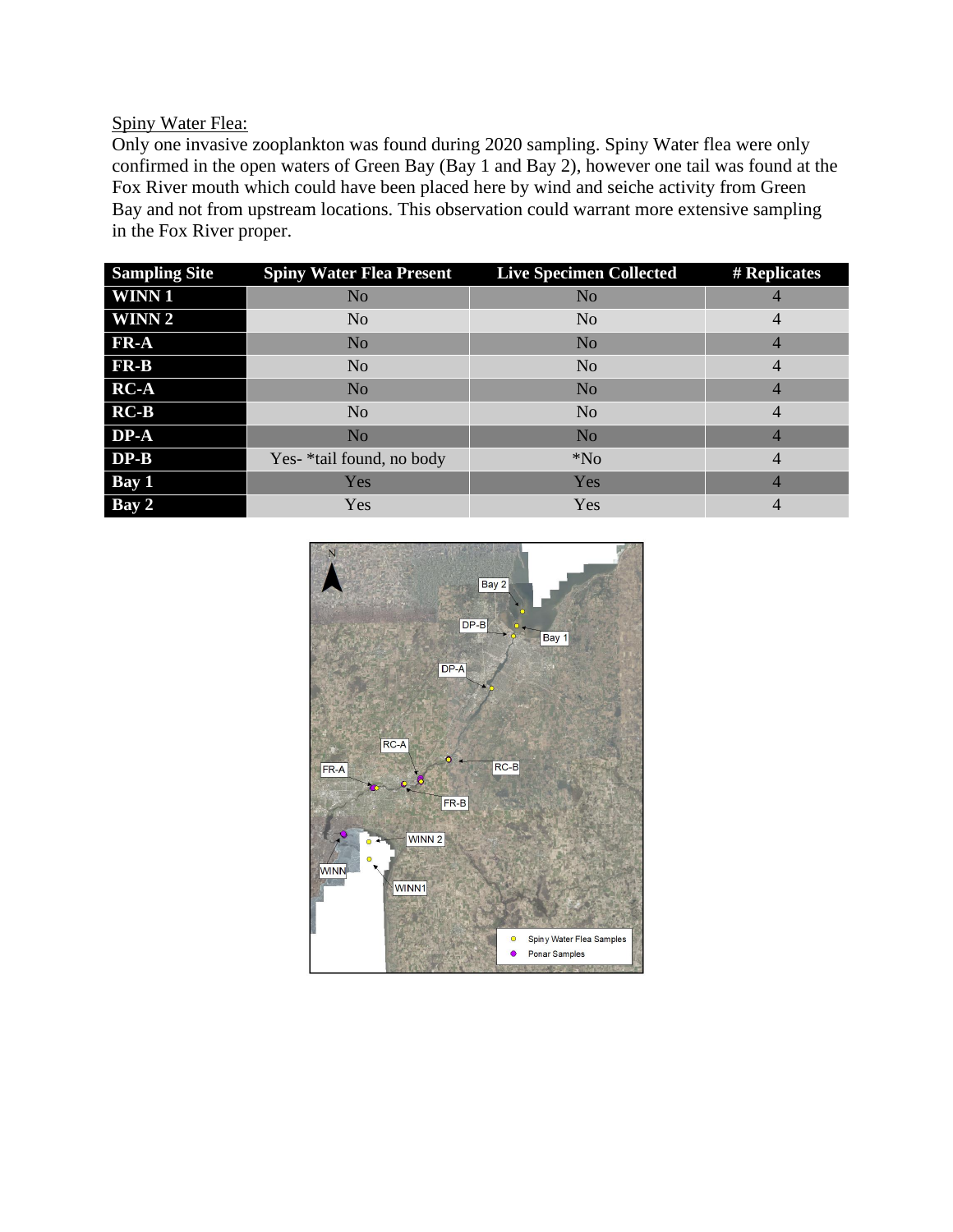Spiny Water Flea:

Only one invasive zooplankton was found during 2020 sampling. Spiny Water flea were only confirmed in the open waters of Green Bay (Bay 1 and Bay 2), however one tail was found at the Fox River mouth which could have been placed here by wind and seiche activity from Green Bay and not from upstream locations. This observation could warrant more extensive sampling in the Fox River proper.

| Sampling Site | Spiny Water Flea Present | Live Specimen Collected | # Replicates |
|---|---|---|---|
| **WINN 1** | No | No | 4 |
| **WINN 2** | No | No | 4 |
| **FR-A** | No | No | 4 |
| **FR-B** | No | No | 4 |
| **RC-A** | No | No | 4 |
| **RC-B** | No | No | 4 |
| **DP-A** | No | No | 4 |
| **DP-B** | Yes- *tail found, no body | *No | 4 |
| **Bay 1** | Yes | Yes | 4 |
| **Bay 2** | Yes | Yes | 4 |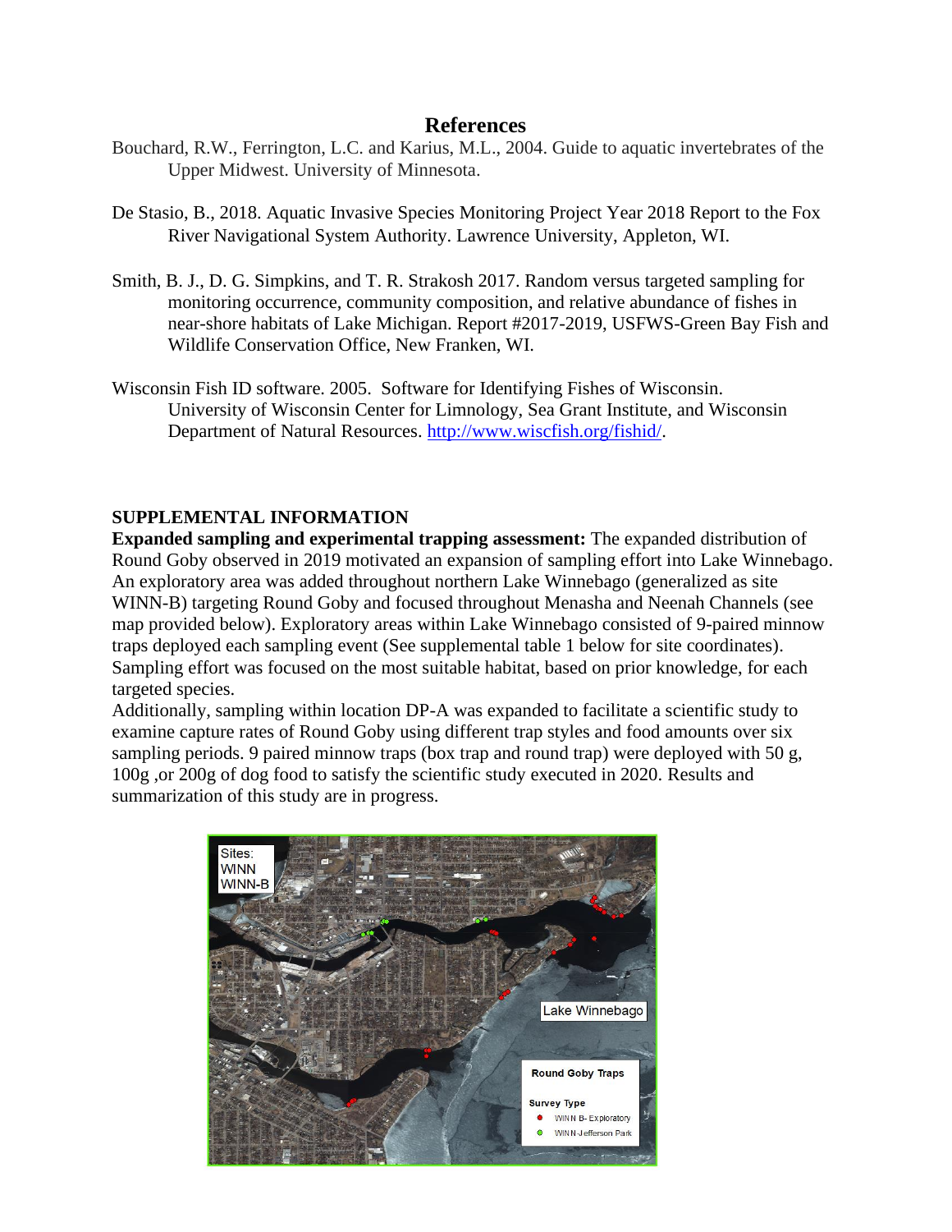# References

Bouchard, R.W., Ferrington, L.C. and Karius, M.L., 2004. Guide to aquatic invertebrates of the Upper Midwest. University of Minnesota.

De Stasio, B., 2018. Aquatic Invasive Species Monitoring Project Year 2018 Report to the Fox River Navigational System Authority. Lawrence University, Appleton, WI.

Smith, B. J., D. G. Simpkins, and T. R. Strakosh 2017. Random versus targeted sampling for monitoring occurrence, community composition, and relative abundance of fishes in near-shore habitats of Lake Michigan. Report #2017-2019, USFWS-Green Bay Fish and Wildlife Conservation Office, New Franken, WI.

Wisconsin Fish ID software. 2005. Software for Identifying Fishes of Wisconsin. University of Wisconsin Center for Limnology, Sea Grant Institute, and Wisconsin Department of Natural Resources. http://www.wiscfish.org/fishid/.

## SUPPLEMENTAL INFORMATION

**Expanded sampling and experimental trapping assessment:** The expanded distribution of Round Goby observed in 2019 motivated an expansion of sampling effort into Lake Winnebago. An exploratory area was added throughout northern Lake Winnebago (generalized as site WINN-B) targeting Round Goby and focused throughout Menasha and Neenah Channels (see map provided below). Exploratory areas within Lake Winnebago consisted of 9-paired minnow traps deployed each sampling event (See supplemental table 1 below for site coordinates). Sampling effort was focused on the most suitable habitat, based on prior knowledge, for each targeted species.

Additionally, sampling within location DP-A was expanded to facilitate a scientific study to examine capture rates of Round Goby using different trap styles and food amounts over six sampling periods. 9 paired minnow traps (box trap and round trap) were deployed with 50 g, 100g ,or 200g of dog food to satisfy the scientific study executed in 2020. Results and summarization of this study are in progress.

Sites:
WINN
WINN-B

Lake Winnebago

**Round Goby Traps**

**Survey Type**
- WINN B- Exploratory
- WINN-Jefferson Park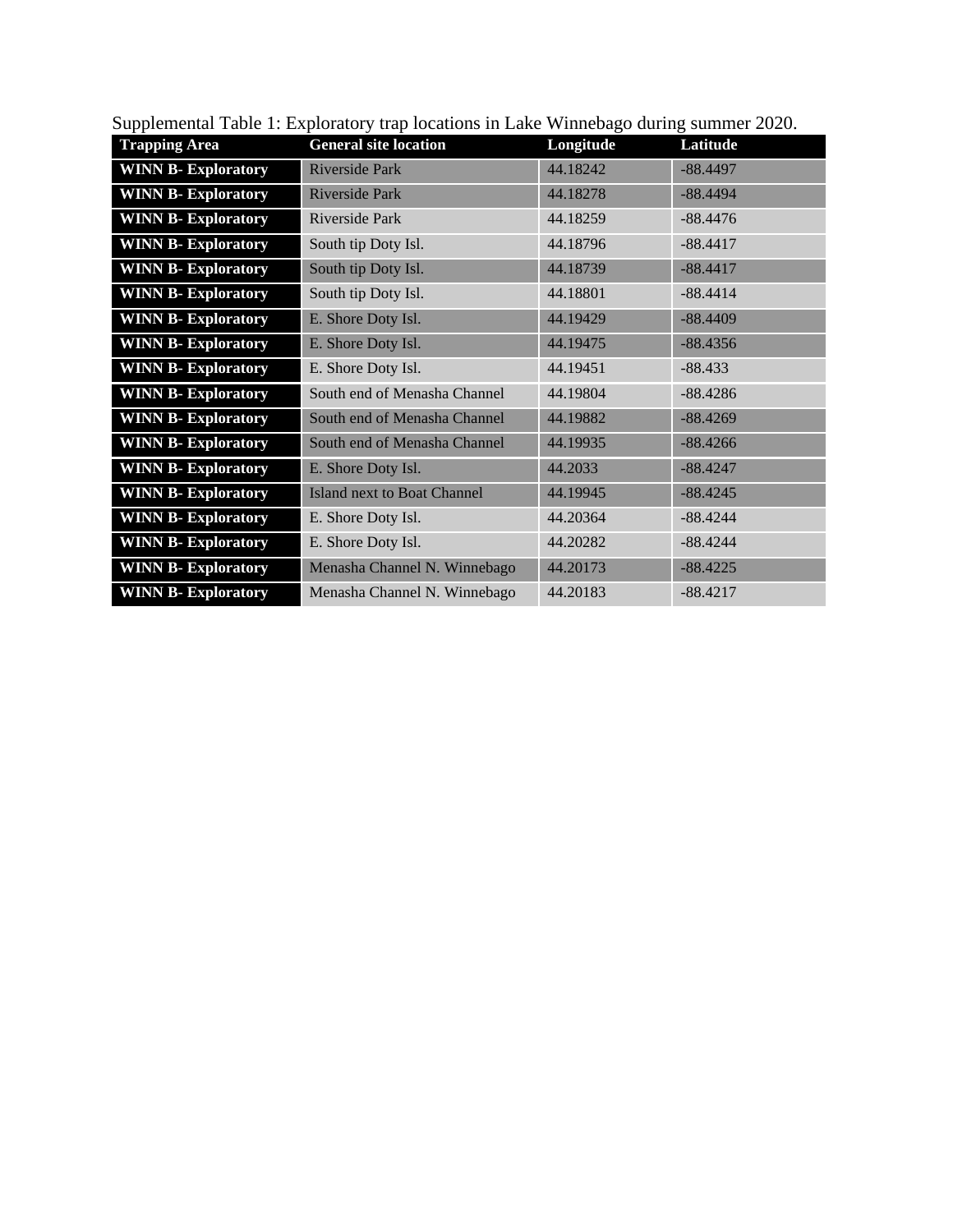Supplemental Table 1: Exploratory trap locations in Lake Winnebago during summer 2020.

| Trapping Area | General site location | Longitude | Latitude |
|---|---|---|---|
| **WINN B- Exploratory** | Riverside Park | 44.18242 | -88.4497 |
| **WINN B- Exploratory** | Riverside Park | 44.18278 | -88.4494 |
| **WINN B- Exploratory** | Riverside Park | 44.18259 | -88.4476 |
| **WINN B- Exploratory** | South tip Doty Isl. | 44.18796 | -88.4417 |
| **WINN B- Exploratory** | South tip Doty Isl. | 44.18739 | -88.4417 |
| **WINN B- Exploratory** | South tip Doty Isl. | 44.18801 | -88.4414 |
| **WINN B- Exploratory** | E. Shore Doty Isl. | 44.19429 | -88.4409 |
| **WINN B- Exploratory** | E. Shore Doty Isl. | 44.19475 | -88.4356 |
| **WINN B- Exploratory** | E. Shore Doty Isl. | 44.19451 | -88.433 |
| **WINN B- Exploratory** | South end of Menasha Channel | 44.19804 | -88.4286 |
| **WINN B- Exploratory** | South end of Menasha Channel | 44.19882 | -88.4269 |
| **WINN B- Exploratory** | South end of Menasha Channel | 44.19935 | -88.4266 |
| **WINN B- Exploratory** | E. Shore Doty Isl. | 44.2033 | -88.4247 |
| **WINN B- Exploratory** | Island next to Boat Channel | 44.19945 | -88.4245 |
| **WINN B- Exploratory** | E. Shore Doty Isl. | 44.20364 | -88.4244 |
| **WINN B- Exploratory** | E. Shore Doty Isl. | 44.20282 | -88.4244 |
| **WINN B- Exploratory** | Menasha Channel N. Winnebago | 44.20173 | -88.4225 |
| **WINN B- Exploratory** | Menasha Channel N. Winnebago | 44.20183 | -88.4217 |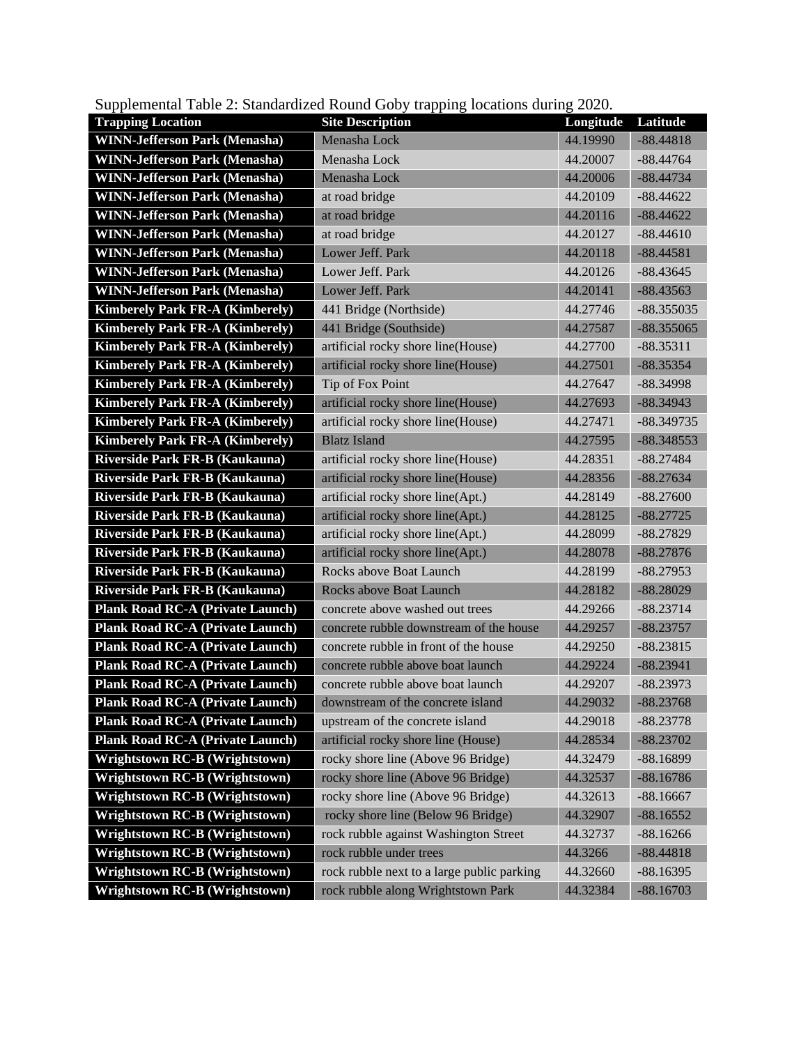Supplemental Table 2: Standardized Round Goby trapping locations during 2020.

| Trapping Location | Site Description | Longitude | Latitude |
| --- | --- | --- | --- |
| WINN-Jefferson Park (Menasha) | Menasha Lock | 44.19990 | -88.44818 |
| WINN-Jefferson Park (Menasha) | Menasha Lock | 44.20007 | -88.44764 |
| WINN-Jefferson Park (Menasha) | Menasha Lock | 44.20006 | -88.44734 |
| WINN-Jefferson Park (Menasha) | at road bridge | 44.20109 | -88.44622 |
| WINN-Jefferson Park (Menasha) | at road bridge | 44.20116 | -88.44622 |
| WINN-Jefferson Park (Menasha) | at road bridge | 44.20127 | -88.44610 |
| WINN-Jefferson Park (Menasha) | Lower Jeff. Park | 44.20118 | -88.44581 |
| WINN-Jefferson Park (Menasha) | Lower Jeff. Park | 44.20126 | -88.43645 |
| WINN-Jefferson Park (Menasha) | Lower Jeff. Park | 44.20141 | -88.43563 |
| Kimberely Park FR-A (Kimberely) | 441 Bridge (Northside) | 44.27746 | -88.355035 |
| Kimberely Park FR-A (Kimberely) | 441 Bridge (Southside) | 44.27587 | -88.355065 |
| Kimberely Park FR-A (Kimberely) | artificial rocky shore line(House) | 44.27700 | -88.35311 |
| Kimberely Park FR-A (Kimberely) | artificial rocky shore line(House) | 44.27501 | -88.35354 |
| Kimberely Park FR-A (Kimberely) | Tip of Fox Point | 44.27647 | -88.34998 |
| Kimberely Park FR-A (Kimberely) | artificial rocky shore line(House) | 44.27693 | -88.34943 |
| Kimberely Park FR-A (Kimberely) | artificial rocky shore line(House) | 44.27471 | -88.349735 |
| Kimberely Park FR-A (Kimberely) | Blatz Island | 44.27595 | -88.348553 |
| Riverside Park FR-B (Kaukauna) | artificial rocky shore line(House) | 44.28351 | -88.27484 |
| Riverside Park FR-B (Kaukauna) | artificial rocky shore line(House) | 44.28356 | -88.27634 |
| Riverside Park FR-B (Kaukauna) | artificial rocky shore line(Apt.) | 44.28149 | -88.27600 |
| Riverside Park FR-B (Kaukauna) | artificial rocky shore line(Apt.) | 44.28125 | -88.27725 |
| Riverside Park FR-B (Kaukauna) | artificial rocky shore line(Apt.) | 44.28099 | -88.27829 |
| Riverside Park FR-B (Kaukauna) | artificial rocky shore line(Apt.) | 44.28078 | -88.27876 |
| Riverside Park FR-B (Kaukauna) | Rocks above Boat Launch | 44.28199 | -88.27953 |
| Riverside Park FR-B (Kaukauna) | Rocks above Boat Launch | 44.28182 | -88.28029 |
| Plank Road RC-A (Private Launch) | concrete above washed out trees | 44.29266 | -88.23714 |
| Plank Road RC-A (Private Launch) | concrete rubble downstream of the house | 44.29257 | -88.23757 |
| Plank Road RC-A (Private Launch) | concrete rubble in front of the house | 44.29250 | -88.23815 |
| Plank Road RC-A (Private Launch) | concrete rubble above boat launch | 44.29224 | -88.23941 |
| Plank Road RC-A (Private Launch) | concrete rubble above boat launch | 44.29207 | -88.23973 |
| Plank Road RC-A (Private Launch) | downstream of the concrete island | 44.29032 | -88.23768 |
| Plank Road RC-A (Private Launch) | upstream of the concrete island | 44.29018 | -88.23778 |
| Plank Road RC-A (Private Launch) | artificial rocky shore line (House) | 44.28534 | -88.23702 |
| Wrightstown RC-B (Wrightstown) | rocky shore line (Above 96 Bridge) | 44.32479 | -88.16899 |
| Wrightstown RC-B (Wrightstown) | rocky shore line (Above 96 Bridge) | 44.32537 | -88.16786 |
| Wrightstown RC-B (Wrightstown) | rocky shore line (Above 96 Bridge) | 44.32613 | -88.16667 |
| Wrightstown RC-B (Wrightstown) | rocky shore line (Below 96 Bridge) | 44.32907 | -88.16552 |
| Wrightstown RC-B (Wrightstown) | rock rubble against Washington Street | 44.32737 | -88.16266 |
| Wrightstown RC-B (Wrightstown) | rock rubble under trees | 44.3266 | -88.44818 |
| Wrightstown RC-B (Wrightstown) | rock rubble next to a large public parking | 44.32660 | -88.16395 |
| Wrightstown RC-B (Wrightstown) | rock rubble along Wrightstown Park | 44.32384 | -88.16703 |